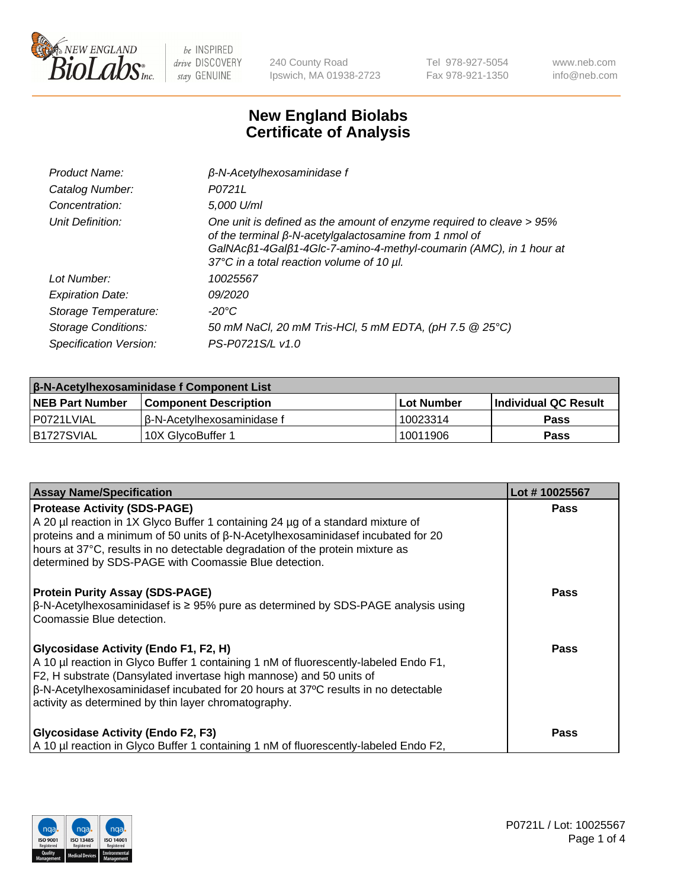# New England Biolabs Certificate of Analysis

| | |
|---|---|
| *Product Name:* | *β-N-Acetylhexosaminidase f* |
| *Catalog Number:* | *P0721L* |
| *Concentration:* | *5,000 U/ml* |
| *Unit Definition:* | *One unit is defined as the amount of enzyme required to cleave > 95% of the terminal β-N-acetylgalactosamine from 1 nmol of GalNAcβ1-4Galβ1-4Glc-7-amino-4-methyl-coumarin (AMC), in 1 hour at 37°C in a total reaction volume of 10 µl.* |
| *Lot Number:* | *10025567* |
| *Expiration Date:* | *09/2020* |
| *Storage Temperature:* | *-20°C* |
| *Storage Conditions:* | *50 mM NaCl, 20 mM Tris-HCl, 5 mM EDTA, (pH 7.5 @ 25°C)* |
| *Specification Version:* | *PS-P0721S/L v1.0* |

| β-N-Acetylhexosaminidase f Component List | | | |
|---|---|---|---|
| **NEB Part Number** | **Component Description** | **Lot Number** | **Individual QC Result** |
| P0721LVIAL | β-N-Acetylhexosaminidase f | 10023314 | **Pass** |
| B1727SVIAL | 10X GlycoBuffer 1 | 10011906 | **Pass** |

| Assay Name/Specification | Lot # 10025567 |
|---|---|
| **Protease Activity (SDS-PAGE)**<br>A 20 µl reaction in 1X Glyco Buffer 1 containing 24 µg of a standard mixture of proteins and a minimum of 50 units of β-N-Acetylhexosaminidasef incubated for 20 hours at 37°C, results in no detectable degradation of the protein mixture as determined by SDS-PAGE with Coomassie Blue detection. | **Pass** |
| **Protein Purity Assay (SDS-PAGE)**<br>β-N-Acetylhexosaminidasef is ≥ 95% pure as determined by SDS-PAGE analysis using Coomassie Blue detection. | **Pass** |
| **Glycosidase Activity (Endo F1, F2, H)**<br>A 10 µl reaction in Glyco Buffer 1 containing 1 nM of fluorescently-labeled Endo F1, F2, H substrate (Dansylated invertase high mannose) and 50 units of β-N-Acetylhexosaminidasef incubated for 20 hours at 37ºC results in no detectable activity as determined by thin layer chromatography. | **Pass** |
| **Glycosidase Activity (Endo F2, F3)**<br>A 10 µl reaction in Glyco Buffer 1 containing 1 nM of fluorescently-labeled Endo F2, | **Pass** |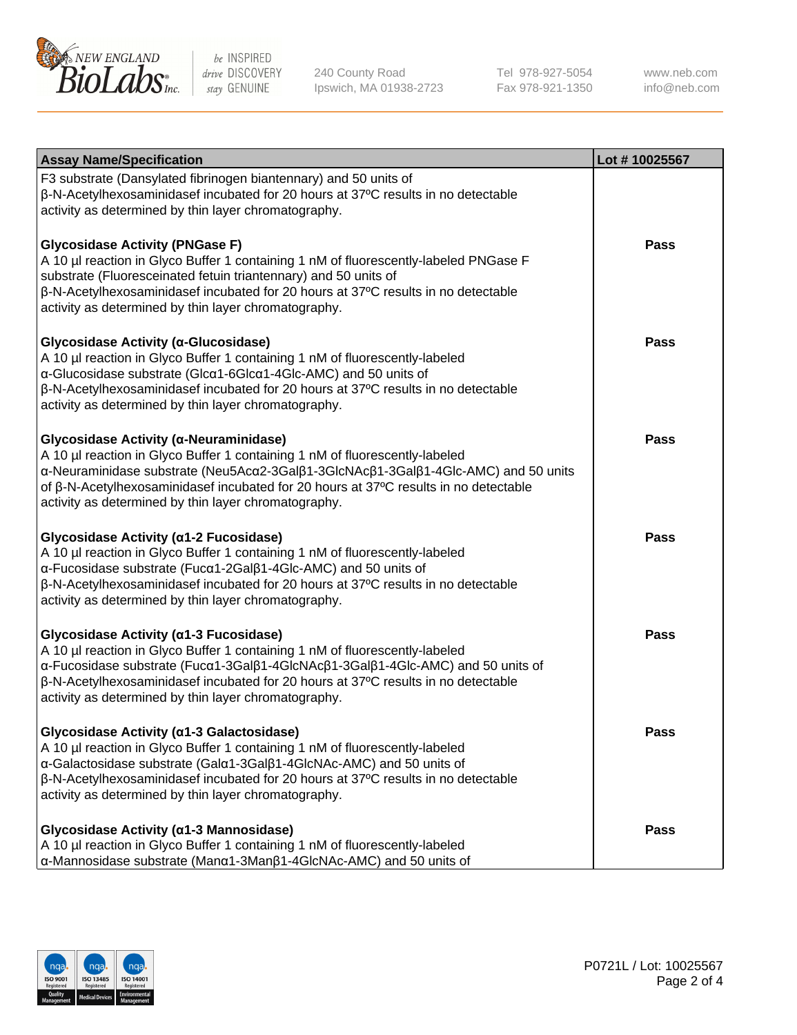| Assay Name/Specification | Lot # 10025567 |
| --- | --- |
| F3 substrate (Dansylated fibrinogen biantennary) and 50 units of β-N-Acetylhexosaminidasef incubated for 20 hours at 37ºC results in no detectable activity as determined by thin layer chromatography. | |
| **Glycosidase Activity (PNGase F)**<br>A 10 µl reaction in Glyco Buffer 1 containing 1 nM of fluorescently-labeled PNGase F substrate (Fluoresceinated fetuin triantennary) and 50 units of β-N-Acetylhexosaminidasef incubated for 20 hours at 37ºC results in no detectable activity as determined by thin layer chromatography. | **Pass** |
| **Glycosidase Activity (α-Glucosidase)**<br>A 10 µl reaction in Glyco Buffer 1 containing 1 nM of fluorescently-labeled α-Glucosidase substrate (Glcα1-6Glcα1-4Glc-AMC) and 50 units of β-N-Acetylhexosaminidasef incubated for 20 hours at 37ºC results in no detectable activity as determined by thin layer chromatography. | **Pass** |
| **Glycosidase Activity (α-Neuraminidase)**<br>A 10 µl reaction in Glyco Buffer 1 containing 1 nM of fluorescently-labeled α-Neuraminidase substrate (Neu5Acα2-3Galβ1-3GlcNAcβ1-3Galβ1-4Glc-AMC) and 50 units of β-N-Acetylhexosaminidasef incubated for 20 hours at 37ºC results in no detectable activity as determined by thin layer chromatography. | **Pass** |
| **Glycosidase Activity (α1-2 Fucosidase)**<br>A 10 µl reaction in Glyco Buffer 1 containing 1 nM of fluorescently-labeled α-Fucosidase substrate (Fucα1-2Galβ1-4Glc-AMC) and 50 units of β-N-Acetylhexosaminidasef incubated for 20 hours at 37ºC results in no detectable activity as determined by thin layer chromatography. | **Pass** |
| **Glycosidase Activity (α1-3 Fucosidase)**<br>A 10 µl reaction in Glyco Buffer 1 containing 1 nM of fluorescently-labeled α-Fucosidase substrate (Fucα1-3Galβ1-4GlcNAcβ1-3Galβ1-4Glc-AMC) and 50 units of β-N-Acetylhexosaminidasef incubated for 20 hours at 37ºC results in no detectable activity as determined by thin layer chromatography. | **Pass** |
| **Glycosidase Activity (α1-3 Galactosidase)**<br>A 10 µl reaction in Glyco Buffer 1 containing 1 nM of fluorescently-labeled α-Galactosidase substrate (Galα1-3Galβ1-4GlcNAc-AMC) and 50 units of β-N-Acetylhexosaminidasef incubated for 20 hours at 37ºC results in no detectable activity as determined by thin layer chromatography. | **Pass** |
| **Glycosidase Activity (α1-3 Mannosidase)**<br>A 10 µl reaction in Glyco Buffer 1 containing 1 nM of fluorescently-labeled α-Mannosidase substrate (Manα1-3Manβ1-4GlcNAc-AMC) and 50 units of | **Pass** |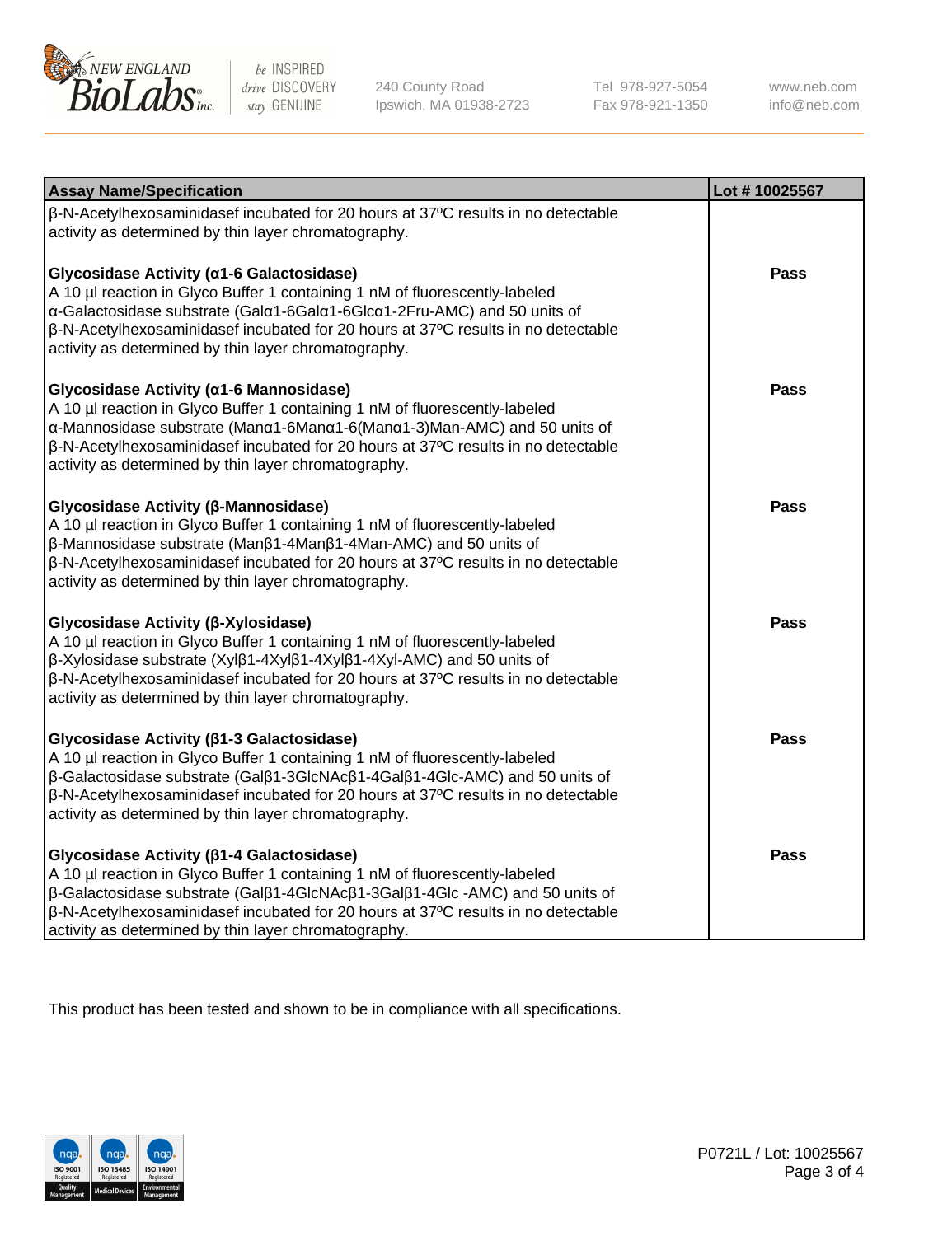| Assay Name/Specification | Lot # 10025567 |
| --- | --- |
| β-N-Acetylhexosaminidasef incubated for 20 hours at 37ºC results in no detectable activity as determined by thin layer chromatography. | |
| **Glycosidase Activity (α1-6 Galactosidase)**<br>A 10 µl reaction in Glyco Buffer 1 containing 1 nM of fluorescently-labeled α-Galactosidase substrate (Galα1-6Galα1-6Glcα1-2Fru-AMC) and 50 units of β-N-Acetylhexosaminidasef incubated for 20 hours at 37ºC results in no detectable activity as determined by thin layer chromatography. | Pass |
| **Glycosidase Activity (α1-6 Mannosidase)**<br>A 10 µl reaction in Glyco Buffer 1 containing 1 nM of fluorescently-labeled α-Mannosidase substrate (Manα1-6Manα1-6(Manα1-3)Man-AMC) and 50 units of β-N-Acetylhexosaminidasef incubated for 20 hours at 37ºC results in no detectable activity as determined by thin layer chromatography. | Pass |
| **Glycosidase Activity (β-Mannosidase)**<br>A 10 µl reaction in Glyco Buffer 1 containing 1 nM of fluorescently-labeled β-Mannosidase substrate (Manβ1-4Manβ1-4Man-AMC) and 50 units of β-N-Acetylhexosaminidasef incubated for 20 hours at 37ºC results in no detectable activity as determined by thin layer chromatography. | Pass |
| **Glycosidase Activity (β-Xylosidase)**<br>A 10 µl reaction in Glyco Buffer 1 containing 1 nM of fluorescently-labeled β-Xylosidase substrate (Xylβ1-4Xylβ1-4Xylβ1-4Xyl-AMC) and 50 units of β-N-Acetylhexosaminidasef incubated for 20 hours at 37ºC results in no detectable activity as determined by thin layer chromatography. | Pass |
| **Glycosidase Activity (β1-3 Galactosidase)**<br>A 10 µl reaction in Glyco Buffer 1 containing 1 nM of fluorescently-labeled β-Galactosidase substrate (Galβ1-3GlcNAcβ1-4Galβ1-4Glc-AMC) and 50 units of β-N-Acetylhexosaminidasef incubated for 20 hours at 37ºC results in no detectable activity as determined by thin layer chromatography. | Pass |
| **Glycosidase Activity (β1-4 Galactosidase)**<br>A 10 µl reaction in Glyco Buffer 1 containing 1 nM of fluorescently-labeled β-Galactosidase substrate (Galβ1-4GlcNAcβ1-3Galβ1-4Glc -AMC) and 50 units of β-N-Acetylhexosaminidasef incubated for 20 hours at 37ºC results in no detectable activity as determined by thin layer chromatography. | Pass |

This product has been tested and shown to be in compliance with all specifications.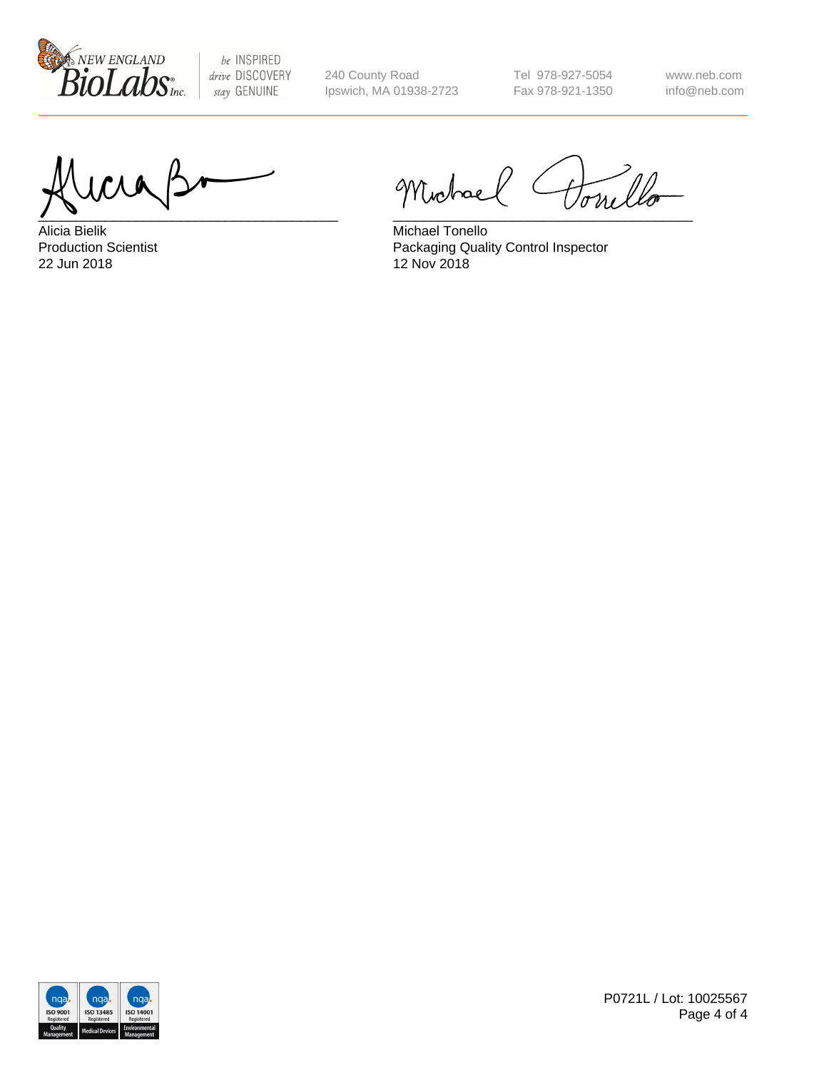Alicia Bielik
Production Scientist
22 Jun 2018

Michael Tonello
Packaging Quality Control Inspector
12 Nov 2018